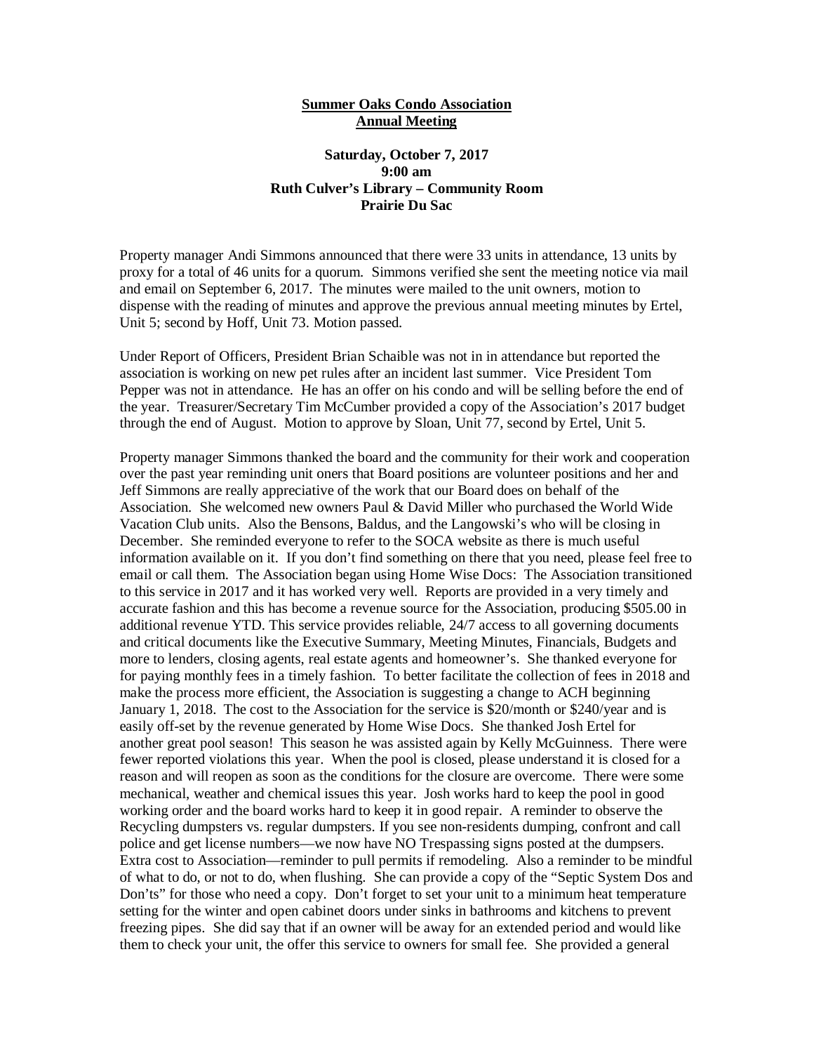**Summer Oaks Condo Association**
**Annual Meeting**

**Saturday, October 7, 2017**
**9:00 am**
**Ruth Culver's Library – Community Room**
**Prairie Du Sac**

Property manager Andi Simmons announced that there were 33 units in attendance, 13 units by proxy for a total of 46 units for a quorum. Simmons verified she sent the meeting notice via mail and email on September 6, 2017. The minutes were mailed to the unit owners, motion to dispense with the reading of minutes and approve the previous annual meeting minutes by Ertel, Unit 5; second by Hoff, Unit 73. Motion passed.

Under Report of Officers, President Brian Schaible was not in in attendance but reported the association is working on new pet rules after an incident last summer. Vice President Tom Pepper was not in attendance. He has an offer on his condo and will be selling before the end of the year. Treasurer/Secretary Tim McCumber provided a copy of the Association's 2017 budget through the end of August. Motion to approve by Sloan, Unit 77, second by Ertel, Unit 5.

Property manager Simmons thanked the board and the community for their work and cooperation over the past year reminding unit oners that Board positions are volunteer positions and her and Jeff Simmons are really appreciative of the work that our Board does on behalf of the Association. She welcomed new owners Paul & David Miller who purchased the World Wide Vacation Club units. Also the Bensons, Baldus, and the Langowski's who will be closing in December. She reminded everyone to refer to the SOCA website as there is much useful information available on it. If you don't find something on there that you need, please feel free to email or call them. The Association began using Home Wise Docs: The Association transitioned to this service in 2017 and it has worked very well. Reports are provided in a very timely and accurate fashion and this has become a revenue source for the Association, producing $505.00 in additional revenue YTD. This service provides reliable, 24/7 access to all governing documents and critical documents like the Executive Summary, Meeting Minutes, Financials, Budgets and more to lenders, closing agents, real estate agents and homeowner's. She thanked everyone for for paying monthly fees in a timely fashion. To better facilitate the collection of fees in 2018 and make the process more efficient, the Association is suggesting a change to ACH beginning January 1, 2018. The cost to the Association for the service is $20/month or $240/year and is easily off-set by the revenue generated by Home Wise Docs. She thanked Josh Ertel for another great pool season! This season he was assisted again by Kelly McGuinness. There were fewer reported violations this year. When the pool is closed, please understand it is closed for a reason and will reopen as soon as the conditions for the closure are overcome. There were some mechanical, weather and chemical issues this year. Josh works hard to keep the pool in good working order and the board works hard to keep it in good repair. A reminder to observe the Recycling dumpsters vs. regular dumpsters. If you see non-residents dumping, confront and call police and get license numbers—we now have NO Trespassing signs posted at the dumpsers. Extra cost to Association—reminder to pull permits if remodeling. Also a reminder to be mindful of what to do, or not to do, when flushing. She can provide a copy of the "Septic System Dos and Don'ts" for those who need a copy. Don't forget to set your unit to a minimum heat temperature setting for the winter and open cabinet doors under sinks in bathrooms and kitchens to prevent freezing pipes. She did say that if an owner will be away for an extended period and would like them to check your unit, the offer this service to owners for small fee. She provided a general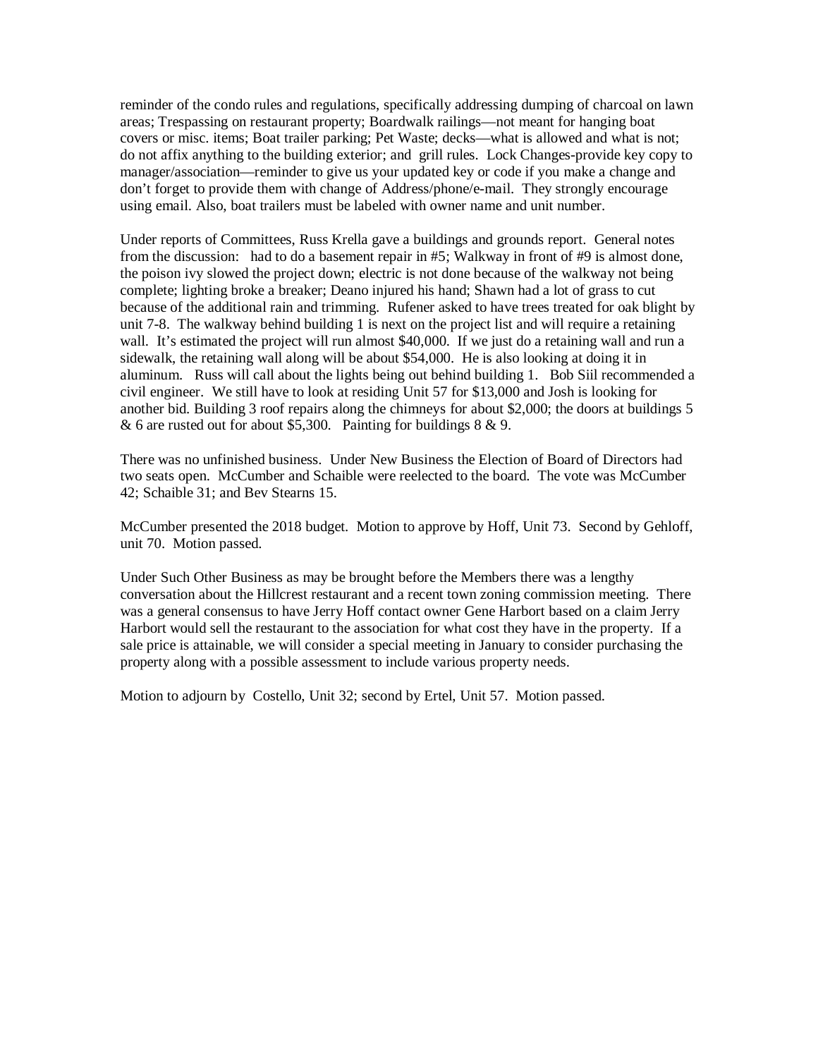reminder of the condo rules and regulations, specifically addressing dumping of charcoal on lawn areas; Trespassing on restaurant property; Boardwalk railings—not meant for hanging boat covers or misc. items; Boat trailer parking; Pet Waste; decks—what is allowed and what is not; do not affix anything to the building exterior; and grill rules. Lock Changes-provide key copy to manager/association—reminder to give us your updated key or code if you make a change and don't forget to provide them with change of Address/phone/e-mail. They strongly encourage using email. Also, boat trailers must be labeled with owner name and unit number.

Under reports of Committees, Russ Krella gave a buildings and grounds report. General notes from the discussion: had to do a basement repair in #5; Walkway in front of #9 is almost done, the poison ivy slowed the project down; electric is not done because of the walkway not being complete; lighting broke a breaker; Deano injured his hand; Shawn had a lot of grass to cut because of the additional rain and trimming. Rufener asked to have trees treated for oak blight by unit 7-8. The walkway behind building 1 is next on the project list and will require a retaining wall. It's estimated the project will run almost $40,000. If we just do a retaining wall and run a sidewalk, the retaining wall along will be about $54,000. He is also looking at doing it in aluminum. Russ will call about the lights being out behind building 1. Bob Siil recommended a civil engineer. We still have to look at residing Unit 57 for $13,000 and Josh is looking for another bid. Building 3 roof repairs along the chimneys for about $2,000; the doors at buildings 5 & 6 are rusted out for about $5,300. Painting for buildings 8 & 9.

There was no unfinished business. Under New Business the Election of Board of Directors had two seats open. McCumber and Schaible were reelected to the board. The vote was McCumber 42; Schaible 31; and Bev Stearns 15.

McCumber presented the 2018 budget. Motion to approve by Hoff, Unit 73. Second by Gehloff, unit 70. Motion passed.

Under Such Other Business as may be brought before the Members there was a lengthy conversation about the Hillcrest restaurant and a recent town zoning commission meeting. There was a general consensus to have Jerry Hoff contact owner Gene Harbort based on a claim Jerry Harbort would sell the restaurant to the association for what cost they have in the property. If a sale price is attainable, we will consider a special meeting in January to consider purchasing the property along with a possible assessment to include various property needs.

Motion to adjourn by Costello, Unit 32; second by Ertel, Unit 57. Motion passed.